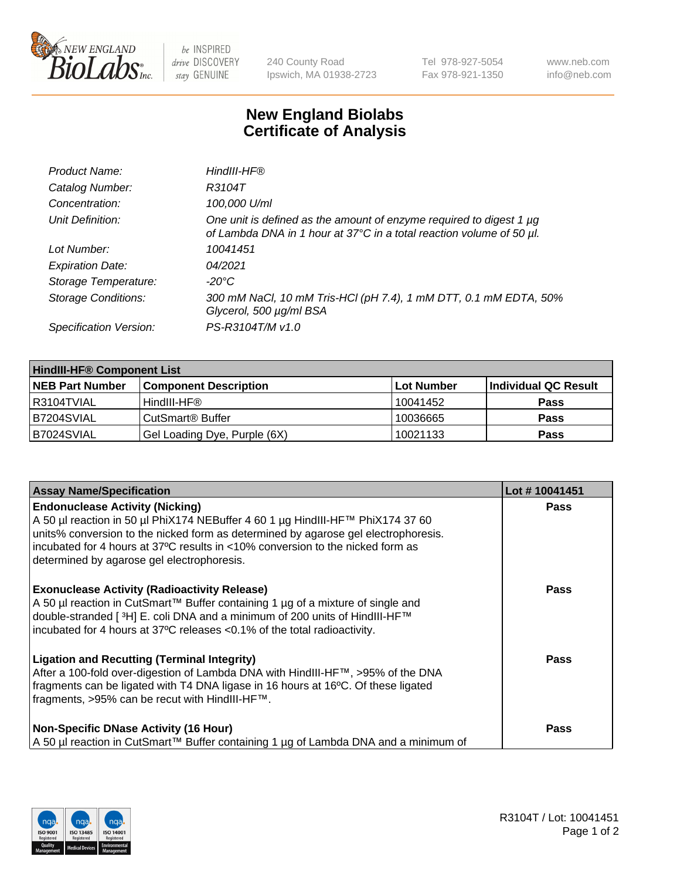# New England Biolabs
# Certificate of Analysis

| | |
|---|---|
| *Product Name:* | *HindIII-HF®* |
| *Catalog Number:* | *R3104T* |
| *Concentration:* | *100,000 U/ml* |
| *Unit Definition:* | *One unit is defined as the amount of enzyme required to digest 1 µg of Lambda DNA in 1 hour at 37°C in a total reaction volume of 50 µl.* |
| *Lot Number:* | *10041451* |
| *Expiration Date:* | *04/2021* |
| *Storage Temperature:* | *-20°C* |
| *Storage Conditions:* | *300 mM NaCl, 10 mM Tris-HCl (pH 7.4), 1 mM DTT, 0.1 mM EDTA, 50% Glycerol, 500 µg/ml BSA* |
| *Specification Version:* | *PS-R3104T/M v1.0* |

| **HindIII-HF® Component List** | | | |
|---|---|---|---|
| **NEB Part Number** | **Component Description** | **Lot Number** | **Individual QC Result** |
| R3104TVIAL | HindIII-HF® | 10041452 | **Pass** |
| B7204SVIAL | CutSmart® Buffer | 10036665 | **Pass** |
| B7024SVIAL | Gel Loading Dye, Purple (6X) | 10021133 | **Pass** |

| **Assay Name/Specification** | **Lot # 10041451** |
|---|---|
| **Endonuclease Activity (Nicking)**<br>A 50 µl reaction in 50 µl PhiX174 NEBuffer 4 60 1 µg HindIII-HF™ PhiX174 37 60 units% conversion to the nicked form as determined by agarose gel electrophoresis. incubated for 4 hours at 37ºC results in <10% conversion to the nicked form as determined by agarose gel electrophoresis. | **Pass** |
| **Exonuclease Activity (Radioactivity Release)**<br>A 50 µl reaction in CutSmart™ Buffer containing 1 µg of a mixture of single and double-stranded [ $^{3}$H] E. coli DNA and a minimum of 200 units of HindIII-HF™ incubated for 4 hours at 37ºC releases <0.1% of the total radioactivity. | **Pass** |
| **Ligation and Recutting (Terminal Integrity)**<br>After a 100-fold over-digestion of Lambda DNA with HindIII-HF™, >95% of the DNA fragments can be ligated with T4 DNA ligase in 16 hours at 16ºC. Of these ligated fragments, >95% can be recut with HindIII-HF™. | **Pass** |
| **Non-Specific DNase Activity (16 Hour)**<br>A 50 µl reaction in CutSmart™ Buffer containing 1 µg of Lambda DNA and a minimum of | **Pass** |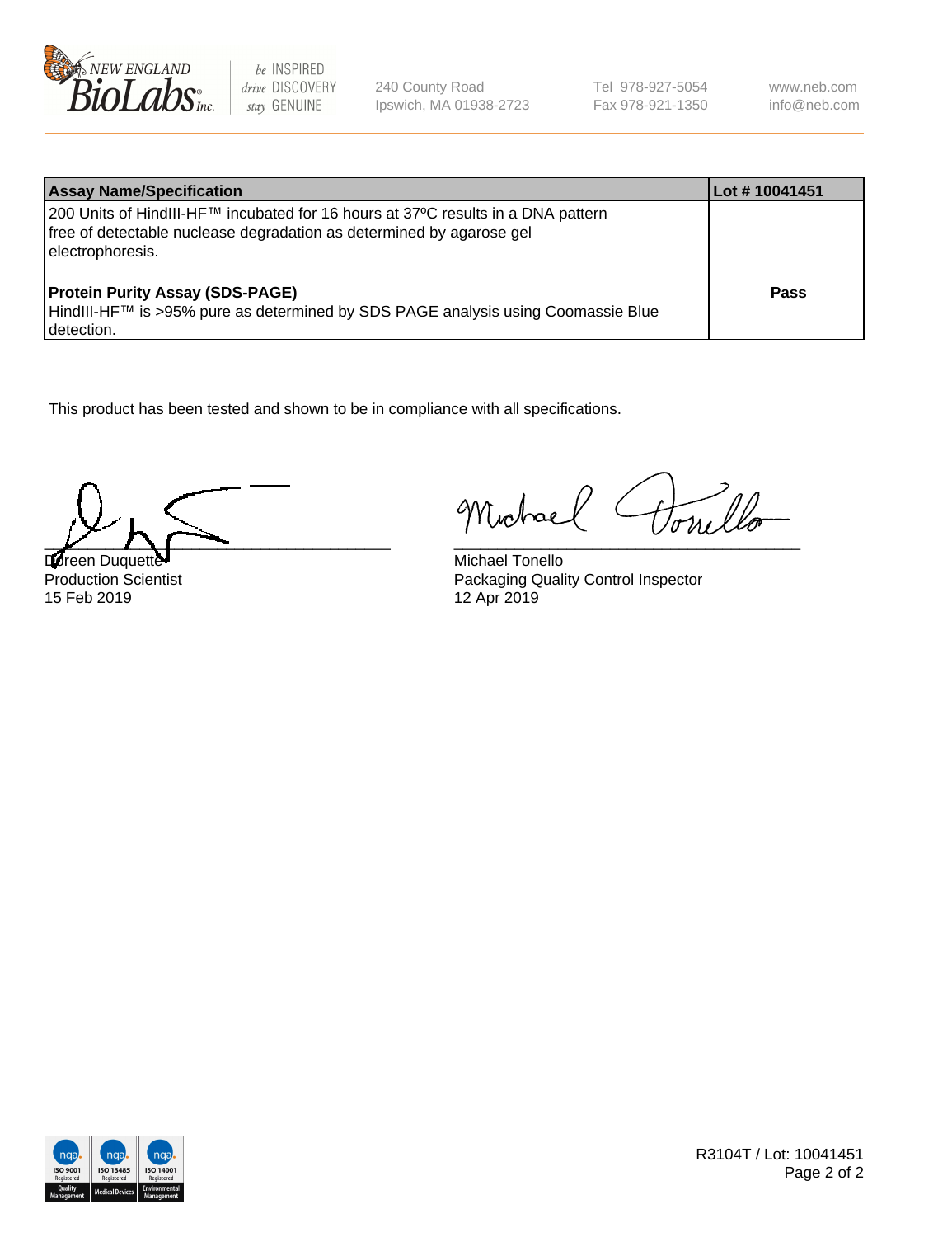New England BioLabs Inc. — be INSPIRED drive DISCOVERY stay GENUINE

240 County Road
Ipswich, MA 01938-2723

Tel 978-927-5054
Fax 978-921-1350

www.neb.com
info@neb.com

| Assay Name/Specification | Lot # 10041451 |
|---|---|
| 200 Units of HindIII-HF™ incubated for 16 hours at 37ºC results in a DNA pattern free of detectable nuclease degradation as determined by agarose gel electrophoresis. | |
| **Protein Purity Assay (SDS-PAGE)** HindIII-HF™ is >95% pure as determined by SDS PAGE analysis using Coomassie Blue detection. | **Pass** |

This product has been tested and shown to be in compliance with all specifications.

Doreen Duquette
Production Scientist
15 Feb 2019

Michael Tonello
Packaging Quality Control Inspector
12 Apr 2019

R3104T / Lot: 10041451